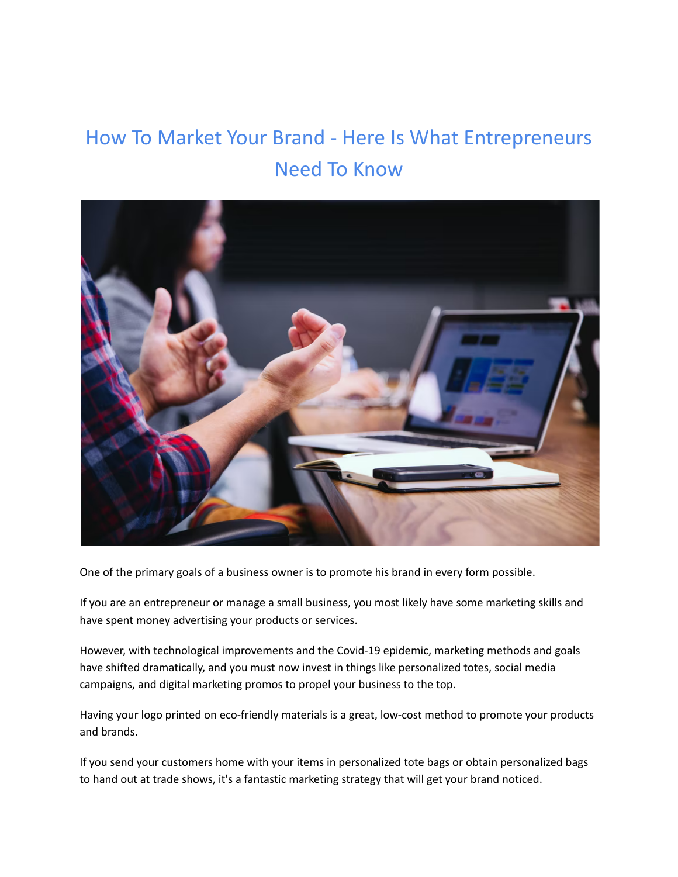# How To Market Your Brand - Here Is What Entrepreneurs Need To Know

One of the primary goals of a business owner is to promote his brand in every form possible.

If you are an entrepreneur or manage a small business, you most likely have some marketing skills and have spent money advertising your products or services.

However, with technological improvements and the Covid-19 epidemic, marketing methods and goals have shifted dramatically, and you must now invest in things like personalized totes, social media campaigns, and digital marketing promos to propel your business to the top.

Having your logo printed on eco-friendly materials is a great, low-cost method to promote your products and brands.

If you send your customers home with your items in personalized tote bags or obtain personalized bags to hand out at trade shows, it's a fantastic marketing strategy that will get your brand noticed.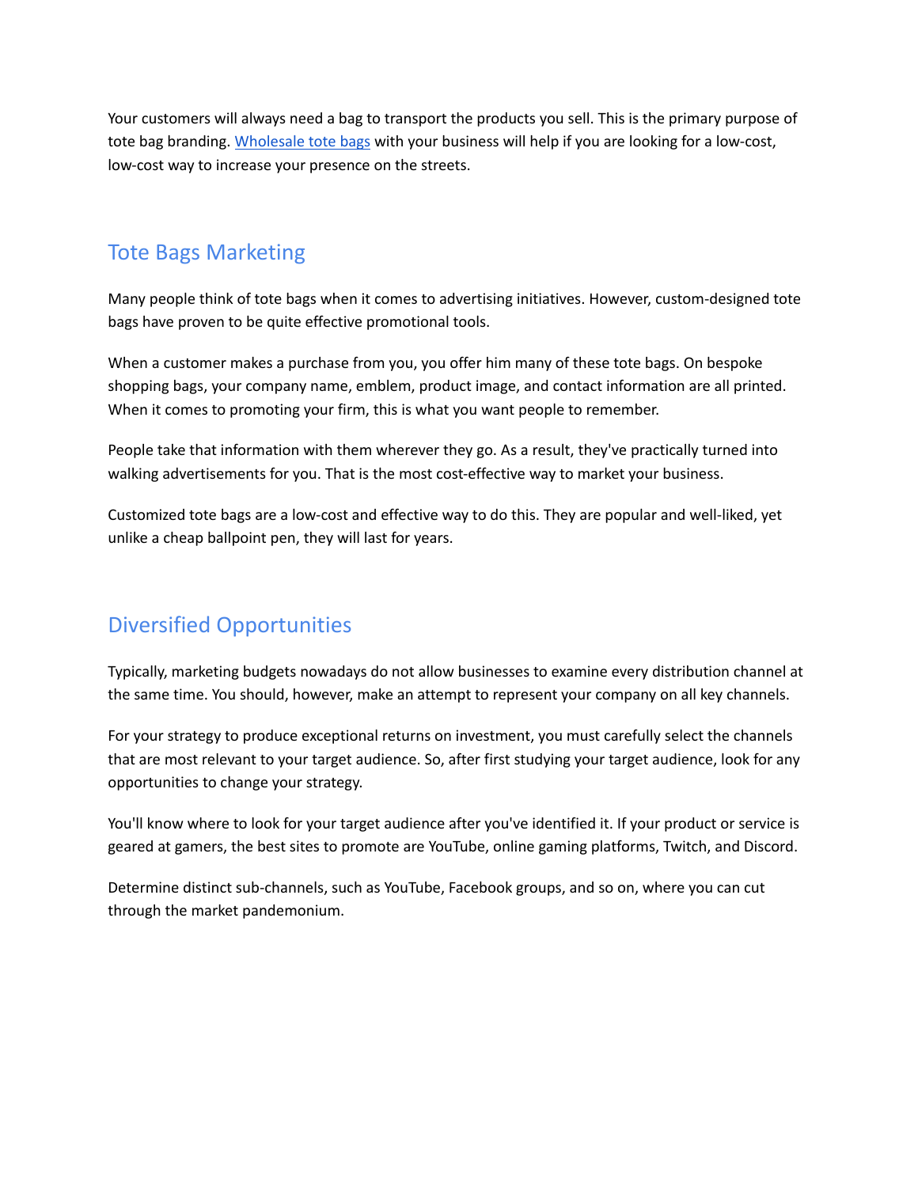Your customers will always need a bag to transport the products you sell. This is the primary purpose of tote bag branding. [Wholesale tote bags]() with your business will help if you are looking for a low-cost, low-cost way to increase your presence on the streets.

## Tote Bags Marketing

Many people think of tote bags when it comes to advertising initiatives. However, custom-designed tote bags have proven to be quite effective promotional tools.

When a customer makes a purchase from you, you offer him many of these tote bags. On bespoke shopping bags, your company name, emblem, product image, and contact information are all printed. When it comes to promoting your firm, this is what you want people to remember.

People take that information with them wherever they go. As a result, they've practically turned into walking advertisements for you. That is the most cost-effective way to market your business.

Customized tote bags are a low-cost and effective way to do this. They are popular and well-liked, yet unlike a cheap ballpoint pen, they will last for years.

## Diversified Opportunities

Typically, marketing budgets nowadays do not allow businesses to examine every distribution channel at the same time. You should, however, make an attempt to represent your company on all key channels.

For your strategy to produce exceptional returns on investment, you must carefully select the channels that are most relevant to your target audience. So, after first studying your target audience, look for any opportunities to change your strategy.

You'll know where to look for your target audience after you've identified it. If your product or service is geared at gamers, the best sites to promote are YouTube, online gaming platforms, Twitch, and Discord.

Determine distinct sub-channels, such as YouTube, Facebook groups, and so on, where you can cut through the market pandemonium.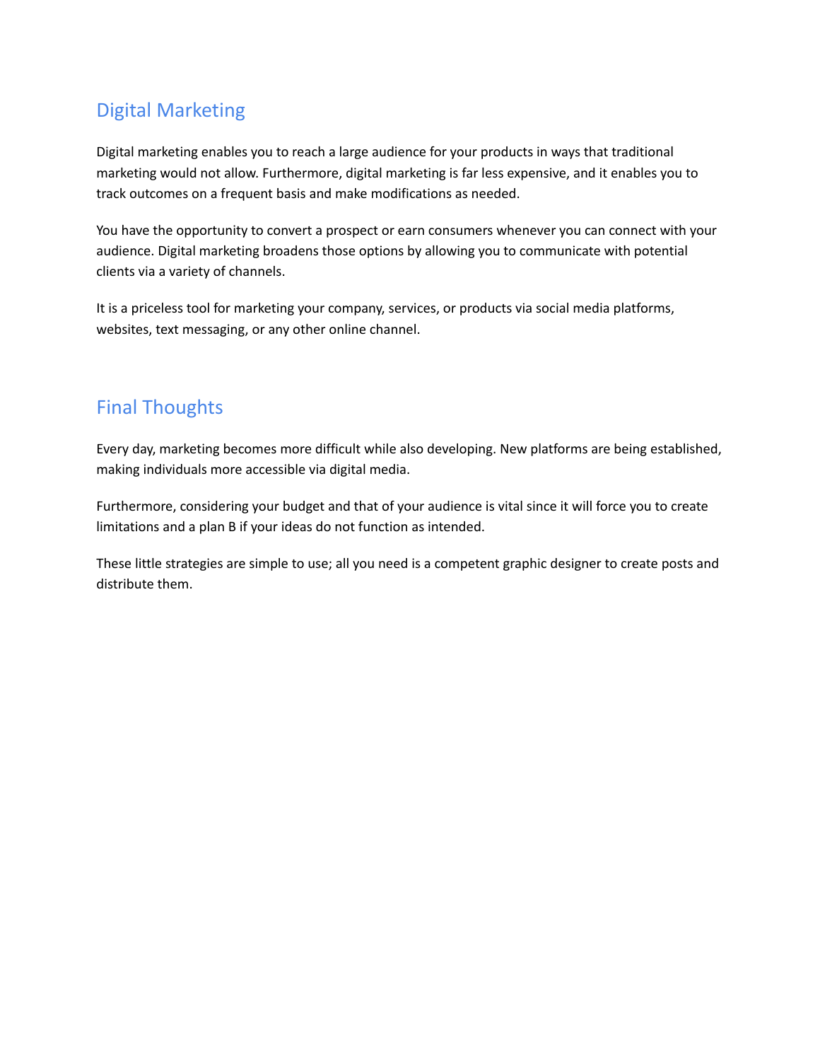## Digital Marketing

Digital marketing enables you to reach a large audience for your products in ways that traditional marketing would not allow. Furthermore, digital marketing is far less expensive, and it enables you to track outcomes on a frequent basis and make modifications as needed.

You have the opportunity to convert a prospect or earn consumers whenever you can connect with your audience. Digital marketing broadens those options by allowing you to communicate with potential clients via a variety of channels.

It is a priceless tool for marketing your company, services, or products via social media platforms, websites, text messaging, or any other online channel.

## Final Thoughts

Every day, marketing becomes more difficult while also developing. New platforms are being established, making individuals more accessible via digital media.

Furthermore, considering your budget and that of your audience is vital since it will force you to create limitations and a plan B if your ideas do not function as intended.

These little strategies are simple to use; all you need is a competent graphic designer to create posts and distribute them.